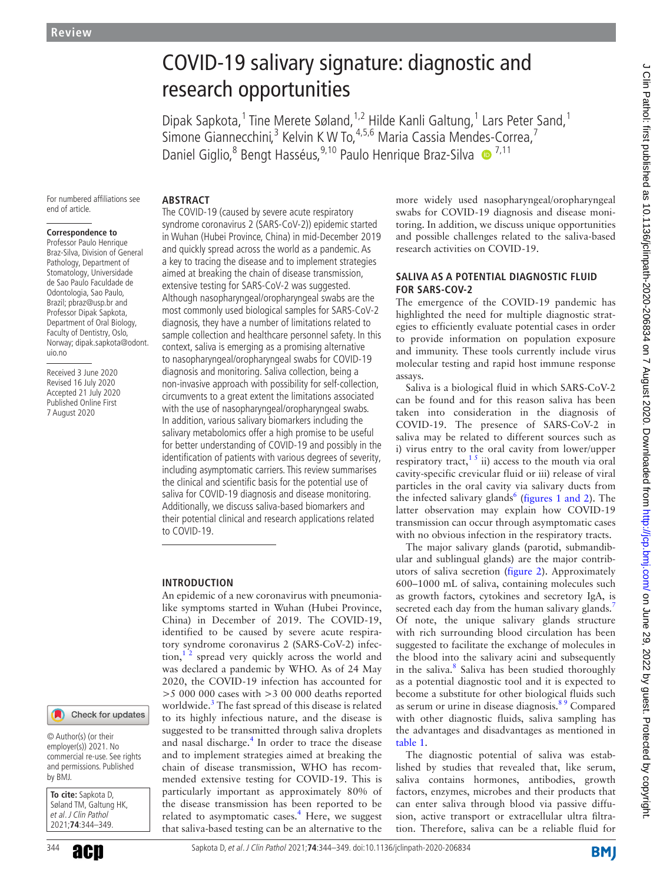Review

# COVID-19 salivary signature: diagnostic and research opportunities

Dipak Sapkota,[1] Tine Merete Søland,[1,2] Hilde Kanli Galtung,[1] Lars Peter Sand,[1] Simone Giannecchini,[3] Kelvin K W To,[4,5,6] Maria Cassia Mendes-Correa,[7] Daniel Giglio,[8] Bengt Hasséus,[9,10] Paulo Henrique Braz-Silva[7,11]

For numbered affiliations see end of article.

**Correspondence to**
Professor Paulo Henrique Braz-Silva, Division of General Pathology, Department of Stomatology, Universidade de Sao Paulo Faculdade de Odontologia, Sao Paulo, Brazil; pbraz@usp.br and Professor Dipak Sapkota, Department of Oral Biology, Faculty of Dentistry, Oslo, Norway; dipak.sapkota@odont.uio.no

Received 3 June 2020
Revised 16 July 2020
Accepted 21 July 2020
Published Online First 7 August 2020

© Author(s) (or their employer(s)) 2021. No commercial re-use. See rights and permissions. Published by BMJ.

**To cite:** Sapkota D, Søland TM, Galtung HK, *et al. J Clin Pathol* 2021;**74**:344–349.

## ABSTRACT

The COVID-19 (caused by severe acute respiratory syndrome coronavirus 2 (SARS-CoV-2)) epidemic started in Wuhan (Hubei Province, China) in mid-December 2019 and quickly spread across the world as a pandemic. As a key to tracing the disease and to implement strategies aimed at breaking the chain of disease transmission, extensive testing for SARS-CoV-2 was suggested. Although nasopharyngeal/oropharyngeal swabs are the most commonly used biological samples for SARS-CoV-2 diagnosis, they have a number of limitations related to sample collection and healthcare personnel safety. In this context, saliva is emerging as a promising alternative to nasopharyngeal/oropharyngeal swabs for COVID-19 diagnosis and monitoring. Saliva collection, being a non-invasive approach with possibility for self-collection, circumvents to a great extent the limitations associated with the use of nasopharyngeal/oropharyngeal swabs. In addition, various salivary biomarkers including the salivary metabolomics offer a high promise to be useful for better understanding of COVID-19 and possibly in the identification of patients with various degrees of severity, including asymptomatic carriers. This review summarises the clinical and scientific basis for the potential use of saliva for COVID-19 diagnosis and disease monitoring. Additionally, we discuss saliva-based biomarkers and their potential clinical and research applications related to COVID-19.

## INTRODUCTION

An epidemic of a new coronavirus with pneumonia-like symptoms started in Wuhan (Hubei Province, China) in December of 2019. The COVID-19, identified to be caused by severe acute respiratory syndrome coronavirus 2 (SARS-CoV-2) infection,[1 2] spread very quickly across the world and was declared a pandemic by WHO. As of 24 May 2020, the COVID-19 infection has accounted for >5 000 000 cases with >3 00 000 deaths reported worldwide.[3] The fast spread of this disease is related to its highly infectious nature, and the disease is suggested to be transmitted through saliva droplets and nasal discharge.[4] In order to trace the disease and to implement strategies aimed at breaking the chain of disease transmission, WHO has recommended extensive testing for COVID-19. This is particularly important as approximately 80% of the disease transmission has been reported to be related to asymptomatic cases.[4] Here, we suggest that saliva-based testing can be an alternative to the more widely used nasopharyngeal/oropharyngeal swabs for COVID-19 diagnosis and disease monitoring. In addition, we discuss unique opportunities and possible challenges related to the saliva-based research activities on COVID-19.

## SALIVA AS A POTENTIAL DIAGNOSTIC FLUID FOR SARS-COV-2

The emergence of the COVID-19 pandemic has highlighted the need for multiple diagnostic strategies to efficiently evaluate potential cases in order to provide information on population exposure and immunity. These tools currently include virus molecular testing and rapid host immune response assays.

Saliva is a biological fluid in which SARS-CoV-2 can be found and for this reason saliva has been taken into consideration in the diagnosis of COVID-19. The presence of SARS-CoV-2 in saliva may be related to different sources such as i) virus entry to the oral cavity from lower/upper respiratory tract,[1 5] ii) access to the mouth via oral cavity-specific crevicular fluid or iii) release of viral particles in the oral cavity via salivary ducts from the infected salivary glands[6] (figures 1 and 2). The latter observation may explain how COVID-19 transmission can occur through asymptomatic cases with no obvious infection in the respiratory tracts.

The major salivary glands (parotid, submandibular and sublingual glands) are the major contributors of saliva secretion (figure 2). Approximately 600–1000 mL of saliva, containing molecules such as growth factors, cytokines and secretory IgA, is secreted each day from the human salivary glands.[7] Of note, the unique salivary glands structure with rich surrounding blood circulation has been suggested to facilitate the exchange of molecules in the blood into the salivary acini and subsequently in the saliva.[8] Saliva has been studied thoroughly as a potential diagnostic tool and it is expected to become a substitute for other biological fluids such as serum or urine in disease diagnosis.[8 9] Compared with other diagnostic fluids, saliva sampling has the advantages and disadvantages as mentioned in table 1.

The diagnostic potential of saliva was established by studies that revealed that, like serum, saliva contains hormones, antibodies, growth factors, enzymes, microbes and their products that can enter saliva through blood via passive diffusion, active transport or extracellular ultra filtration. Therefore, saliva can be a reliable fluid for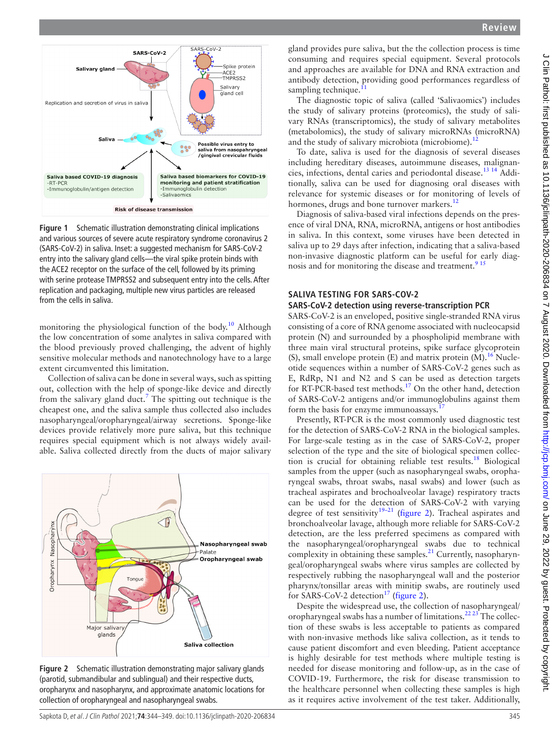Figure 1 Schematic illustration demonstrating clinical implications and various sources of severe acute respiratory syndrome coronavirus 2 (SARS-CoV-2) in saliva. Inset: a suggested mechanism for SARS-CoV-2 entry into the salivary gland cells—the viral spike protein binds with the ACE2 receptor on the surface of the cell, followed by its priming with serine protease TMPRSS2 and subsequent entry into the cells. After replication and packaging, multiple new virus particles are released from the cells in saliva.

monitoring the physiological function of the body.[10] Although the low concentration of some analytes in saliva compared with the blood previously proved challenging, the advent of highly sensitive molecular methods and nanotechnology have to a large extent circumvented this limitation.

Collection of saliva can be done in several ways, such as spitting out, collection with the help of sponge-like device and directly from the salivary gland duct.[7] The spitting out technique is the cheapest one, and the saliva sample thus collected also includes nasopharyngeal/oropharyngeal/airway secretions. Sponge-like devices provide relatively more pure saliva, but this technique requires special equipment which is not always widely available. Saliva collected directly from the ducts of major salivary gland provides pure saliva, but the the collection process is time consuming and requires special equipment. Several protocols and approaches are available for DNA and RNA extraction and antibody detection, providing good performances regardless of sampling technique.[11]

The diagnostic topic of saliva (called 'Salivaomics') includes the study of salivary proteins (proteomics), the study of salivary RNAs (transcriptomics), the study of salivary metabolites (metabolomics), the study of salivary microRNAs (microRNA) and the study of salivary microbiota (microbiome).[12]

To date, saliva is used for the diagnosis of several diseases including hereditary diseases, autoimmune diseases, malignancies, infections, dental caries and periodontal disease.[13 14] Additionally, saliva can be used for diagnosing oral diseases with relevance for systemic diseases or for monitoring of levels of hormones, drugs and bone turnover markers.[12]

Diagnosis of saliva-based viral infections depends on the presence of viral DNA, RNA, microRNA, antigens or host antibodies in saliva. In this context, some viruses have been detected in saliva up to 29 days after infection, indicating that a saliva-based non-invasive diagnostic platform can be useful for early diagnosis and for monitoring the disease and treatment.[9 15]

Figure 2 Schematic illustration demonstrating major salivary glands (parotid, submandibular and sublingual) and their respective ducts, oropharynx and nasopharynx, and approximate anatomic locations for collection of oropharyngeal and nasopharyngeal swabs.

## SALIVA TESTING FOR SARS-COV-2

### SARS-CoV-2 detection using reverse-transcription PCR

SARS-CoV-2 is an enveloped, positive single-stranded RNA virus consisting of a core of RNA genome associated with nucleocapsid protein (N) and surrounded by a phospholipid membrane with three main viral structural proteins, spike surface glycoprotein (S), small envelope protein (E) and matrix protein (M).[16] Nucleotide sequences within a number of SARS-CoV-2 genes such as E, RdRp, N1 and N2 and S can be used as detection targets for RT-PCR-based test methods.[17] On the other hand, detection of SARS-CoV-2 antigens and/or immunoglobulins against them form the basis for enzyme immunoassays.[17]

Presently, RT-PCR is the most commonly used diagnostic test for the detection of SARS-CoV-2 RNA in the biological samples. For large-scale testing as in the case of SARS-CoV-2, proper selection of the type and the site of biological specimen collection is crucial for obtaining reliable test results.[18] Biological samples from the upper (such as nasopharyngeal swabs, oropharyngeal swabs, throat swabs, nasal swabs) and lower (such as tracheal aspirates and brochoalveolar lavage) respiratory tracts can be used for the detection of SARS-CoV-2 with varying degree of test sensitivity[19–21] (figure 2). Tracheal aspirates and bronchoalveolar lavage, although more reliable for SARS-CoV-2 detection, are the less preferred specimens as compared with the nasopharyngeal/oropharyngeal swabs due to technical complexity in obtaining these samples.[21] Currently, nasopharyngeal/oropharyngeal swabs where virus samples are collected by respectively rubbing the nasopharyngeal wall and the posterior pharynx/tonsillar areas with minitip swabs, are routinely used for SARS-CoV-2 detection[17] (figure 2).

Despite the widespread use, the collection of nasopharyngeal/oropharyngeal swabs has a number of limitations.[22 23] The collection of these swabs is less acceptable to patients as compared with non-invasive methods like saliva collection, as it tends to cause patient discomfort and even bleeding. Patient acceptance is highly desirable for test methods where multiple testing is needed for disease monitoring and follow-up, as in the case of COVID-19. Furthermore, the risk for disease transmission to the healthcare personnel when collecting these samples is high as it requires active involvement of the test taker. Additionally,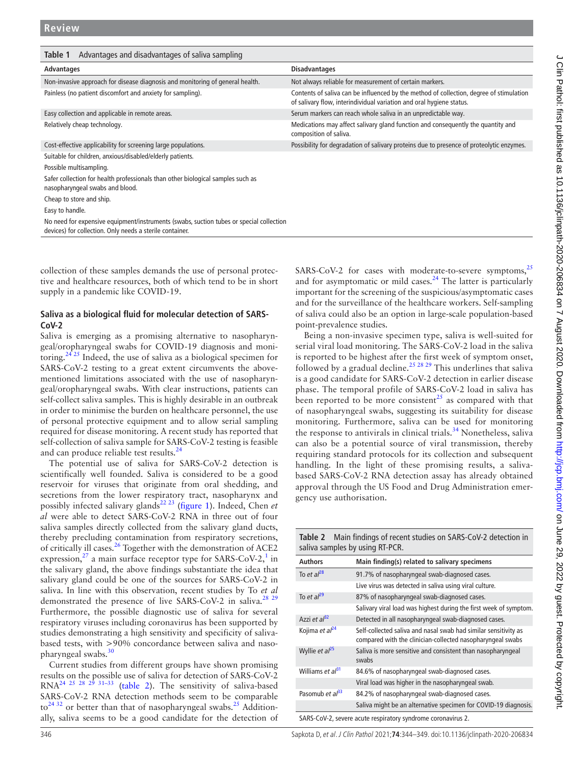**Table 1** Advantages and disadvantages of saliva sampling

| Advantages | Disadvantages |
|---|---|
| Non-invasive approach for disease diagnosis and monitoring of general health. | Not always reliable for measurement of certain markers. |
| Painless (no patient discomfort and anxiety for sampling). | Contents of saliva can be influenced by the method of collection, degree of stimulation of salivary flow, interindividual variation and oral hygiene status. |
| Easy collection and applicable in remote areas. | Serum markers can reach whole saliva in an unpredictable way. |
| Relatively cheap technology. | Medications may affect salivary gland function and consequently the quantity and composition of saliva. |
| Cost-effective applicability for screening large populations. | Possibility for degradation of salivary proteins due to presence of proteolytic enzymes. |
| Suitable for children, anxious/disabled/elderly patients. | |
| Possible multisampling. | |
| Safer collection for health professionals than other biological samples such as nasopharyngeal swabs and blood. | |
| Cheap to store and ship. | |
| Easy to handle. | |
| No need for expensive equipment/instruments (swabs, suction tubes or special collection devices) for collection. Only needs a sterile container. | |

collection of these samples demands the use of personal protective and healthcare resources, both of which tend to be in short supply in a pandemic like COVID-19.

### Saliva as a biological fluid for molecular detection of SARS-CoV-2

Saliva is emerging as a promising alternative to nasopharyngeal/oropharyngeal swabs for COVID-19 diagnosis and monitoring.[24 25] Indeed, the use of saliva as a biological specimen for SARS-CoV-2 testing to a great extent circumvents the above-mentioned limitations associated with the use of nasopharyngeal/oropharyngeal swabs. With clear instructions, patients can self-collect saliva samples. This is highly desirable in an outbreak in order to minimise the burden on healthcare personnel, the use of personal protective equipment and to allow serial sampling required for disease monitoring. A recent study has reported that self-collection of saliva sample for SARS-CoV-2 testing is feasible and can produce reliable test results.[24]

The potential use of saliva for SARS-CoV-2 detection is scientifically well founded. Saliva is considered to be a good reservoir for viruses that originate from oral shedding, and secretions from the lower respiratory tract, nasopharynx and possibly infected salivary glands[22 23] (figure 1). Indeed, Chen *et al* were able to detect SARS-CoV-2 RNA in three out of four saliva samples directly collected from the salivary gland ducts, thereby precluding contamination from respiratory secretions, of critically ill cases.[26] Together with the demonstration of ACE2 expression,[27] a main surface receptor type for SARS-CoV-2,[1] in the salivary gland, the above findings substantiate the idea that salivary gland could be one of the sources for SARS-CoV-2 in saliva. In line with this observation, recent studies by To *et al* demonstrated the presence of live SARS-CoV-2 in saliva.[28 29] Furthermore, the possible diagnostic use of saliva for several respiratory viruses including coronavirus has been supported by studies demonstrating a high sensitivity and specificity of saliva-based tests, with >90% concordance between saliva and nasopharyngeal swabs.[30]

Current studies from different groups have shown promising results on the possible use of saliva for detection of SARS-CoV-2 RNA[24 25 28 29 31–33] (table 2). The sensitivity of saliva-based SARS-CoV-2 RNA detection methods seem to be comparable to[24 32] or better than that of nasopharyngeal swabs.[25] Additionally, saliva seems to be a good candidate for the detection of SARS-CoV-2 for cases with moderate-to-severe symptoms,[25] and for asymptomatic or mild cases.[24] The latter is particularly important for the screening of the suspicious/asymptomatic cases and for the surveillance of the healthcare workers. Self-sampling of saliva could also be an option in large-scale population-based point-prevalence studies.

Being a non-invasive specimen type, saliva is well-suited for serial viral load monitoring. The SARS-CoV-2 load in the saliva is reported to be highest after the first week of symptom onset, followed by a gradual decline.[25 28 29] This underlines that saliva is a good candidate for SARS-CoV-2 detection in earlier disease phase. The temporal profile of SARS-CoV-2 load in saliva has been reported to be more consistent[25] as compared with that of nasopharyngeal swabs, suggesting its suitability for disease monitoring. Furthermore, saliva can be used for monitoring the response to antivirals in clinical trials.[34] Nonetheless, saliva can also be a potential source of viral transmission, thereby requiring standard protocols for its collection and subsequent handling. In the light of these promising results, a saliva-based SARS-CoV-2 RNA detection assay has already obtained approval through the US Food and Drug Administration emergency use authorisation.

**Table 2** Main findings of recent studies on SARS-CoV-2 detection in saliva samples by using RT-PCR.

| Authors | Main finding(s) related to salivary specimens |
|---|---|
| To *et al*[28] | 91.7% of nasopharyngeal swab-diagnosed cases. |
| | Live virus was detected in saliva using viral culture. |
| To *et al*[29] | 87% of nasopharyngeal swab-diagnosed cases. |
| | Salivary viral load was highest during the first week of symptom. |
| Azzi *et al*[32] | Detected in all nasopharyngeal swab-diagnosed cases. |
| Kojima *et al*[24] | Self-collected saliva and nasal swab had similar sensitivity as compared with the clinician-collected nasopharyngeal swabs |
| Wyllie *et al*[25] | Saliva is more sensitive and consistent than nasopharyngeal swabs |
| Williams *et al*[31] | 84.6% of nasopharyngeal swab-diagnosed cases. |
| | Viral load was higher in the nasopharyngeal swab. |
| Pasomub *et al*[33] | 84.2% of nasopharyngeal swab-diagnosed cases. |
| | Saliva might be an alternative specimen for COVID-19 diagnosis. |

SARS-CoV-2, severe acute respiratory syndrome coronavirus 2.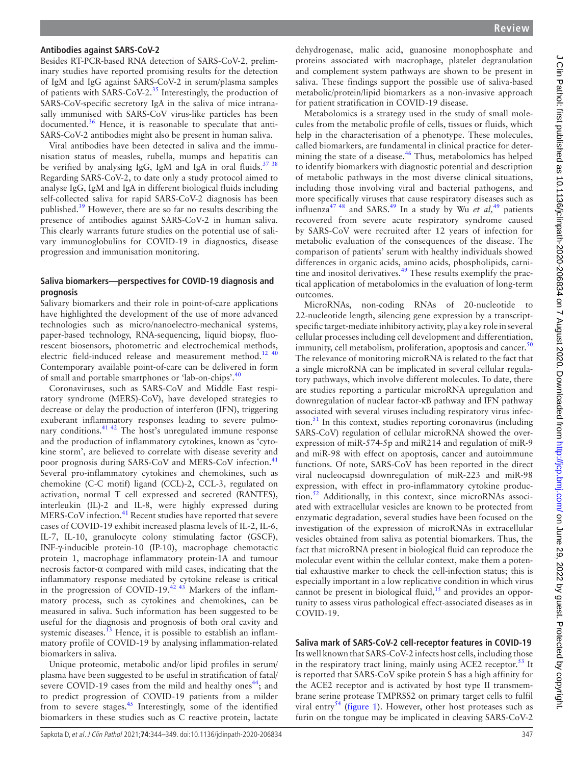## Antibodies against SARS-CoV-2

Besides RT-PCR-based RNA detection of SARS-CoV-2, preliminary studies have reported promising results for the detection of IgM and IgG against SARS-CoV-2 in serum/plasma samples of patients with SARS-CoV-2.[35] Interestingly, the production of SARS-CoV-specific secretory IgA in the saliva of mice intranasally immunised with SARS-CoV virus-like particles has been documented.[36] Hence, it is reasonable to speculate that anti-SARS-CoV-2 antibodies might also be present in human saliva.

Viral antibodies have been detected in saliva and the immunisation status of measles, rubella, mumps and hepatitis can be verified by analysing IgG, IgM and IgA in oral fluids.[37 38] Regarding SARS-CoV-2, to date only a study protocol aimed to analyse IgG, IgM and IgA in different biological fluids including self-collected saliva for rapid SARS-CoV-2 diagnosis has been published.[39] However, there are so far no results describing the presence of antibodies against SARS-CoV-2 in human saliva. This clearly warrants future studies on the potential use of salivary immunoglobulins for COVID-19 in diagnostics, disease progression and immunisation monitoring.

## Saliva biomarkers—perspectives for COVID-19 diagnosis and prognosis

Salivary biomarkers and their role in point-of-care applications have highlighted the development of the use of more advanced technologies such as micro/nanoelectro-mechanical systems, paper-based technology, RNA-sequencing, liquid biopsy, fluorescent biosensors, photometric and electrochemical methods, electric field-induced release and measurement method.[12 40] Contemporary available point-of-care can be delivered in form of small and portable smartphones or 'lab-on-chips'.[40]

Coronaviruses, such as SARS-CoV and Middle East respiratory syndrome (MERS)-CoV), have developed strategies to decrease or delay the production of interferon (IFN), triggering exuberant inflammatory responses leading to severe pulmonary conditions.[41 42] The host's unregulated immune response and the production of inflammatory cytokines, known as 'cytokine storm', are believed to correlate with disease severity and poor prognosis during SARS-CoV and MERS-CoV infection.[41] Several pro-inflammatory cytokines and chemokines, such as chemokine (C-C motif) ligand (CCL)-2, CCL-3, regulated on activation, normal T cell expressed and secreted (RANTES), interleukin (IL)-2 and IL-8, were highly expressed during MERS-CoV infection.[41] Recent studies have reported that severe cases of COVID-19 exhibit increased plasma levels of IL-2, IL-6, IL-7, IL-10, granulocyte colony stimulating factor (GSCF), INF-γ-inducible protein-10 (IP-10), macrophage chemotactic protein 1, macrophage inflammatory protein-1A and tumour necrosis factor-α compared with mild cases, indicating that the inflammatory response mediated by cytokine release is critical in the progression of COVID-19.[42 43] Markers of the inflammatory process, such as cytokines and chemokines, can be measured in saliva. Such information has been suggested to be useful for the diagnosis and prognosis of both oral cavity and systemic diseases.[13] Hence, it is possible to establish an inflammatory profile of COVID-19 by analysing inflammation-related biomarkers in saliva.

Unique proteomic, metabolic and/or lipid profiles in serum/plasma have been suggested to be useful in stratification of fatal/severe COVID-19 cases from the mild and healthy ones[44]; and to predict progression of COVID-19 patients from a milder from to severe stages.[45] Interestingly, some of the identified biomarkers in these studies such as C reactive protein, lactate dehydrogenase, malic acid, guanosine monophosphate and proteins associated with macrophage, platelet degranulation and complement system pathways are shown to be present in saliva. These findings support the possible use of saliva-based metabolic/protein/lipid biomarkers as a non-invasive approach for patient stratification in COVID-19 disease.

Metabolomics is a strategy used in the study of small molecules from the metabolic profile of cells, tissues or fluids, which help in the characterisation of a phenotype. These molecules, called biomarkers, are fundamental in clinical practice for determining the state of a disease.[46] Thus, metabolomics has helped to identify biomarkers with diagnostic potential and description of metabolic pathways in the most diverse clinical situations, including those involving viral and bacterial pathogens, and more specifically viruses that cause respiratory diseases such as influenza[47 48] and SARS.[49] In a study by Wu *et al*,[49] patients recovered from severe acute respiratory syndrome caused by SARS-CoV were recruited after 12 years of infection for metabolic evaluation of the consequences of the disease. The comparison of patients' serum with healthy individuals showed differences in organic acids, amino acids, phospholipids, carnitine and inositol derivatives.[49] These results exemplify the practical application of metabolomics in the evaluation of long-term outcomes.

MicroRNAs, non-coding RNAs of 20-nucleotide to 22-nucleotide length, silencing gene expression by a transcript-specific target-mediate inhibitory activity, play a key role in several cellular processes including cell development and differentiation, immunity, cell metabolism, proliferation, apoptosis and cancer.[50] The relevance of monitoring microRNA is related to the fact that a single microRNA can be implicated in several cellular regulatory pathways, which involve different molecules. To date, there are studies reporting a particular microRNA upregulation and downregulation of nuclear factor-κB pathway and IFN pathway associated with several viruses including respiratory virus infection.[51] In this context, studies reporting coronavirus (including SARS-CoV) regulation of cellular microRNA showed the overexpression of miR-574-5p and miR214 and regulation of miR-9 and miR-98 with effect on apoptosis, cancer and autoimmune functions. Of note, SARS-CoV has been reported in the direct viral nucleocapsid downregulation of miR-223 and miR-98 expression, with effect in pro-inflammatory cytokine production.[52] Additionally, in this context, since microRNAs associated with extracellular vesicles are known to be protected from enzymatic degradation, several studies have been focused on the investigation of the expression of microRNAs in extracellular vesicles obtained from saliva as potential biomarkers. Thus, the fact that microRNA present in biological fluid can reproduce the molecular event within the cellular context, make them a potential exhaustive marker to check the cell-infection status; this is especially important in a low replicative condition in which virus cannot be present in biological fluid,[15] and provides an opportunity to assess virus pathological effect-associated diseases as in COVID-19.

## Saliva mark of SARS-CoV-2 cell-receptor features in COVID-19

Its well known that SARS-CoV-2 infects host cells, including those in the respiratory tract lining, mainly using ACE2 receptor.[53] It is reported that SARS-CoV spike protein S has a high affinity for the ACE2 receptor and is activated by host type II transmembrane serine protease TMPRSS2 on primary target cells to fulfil viral entry[54] (figure 1). However, other host proteases such as furin on the tongue may be implicated in cleaving SARS-CoV-2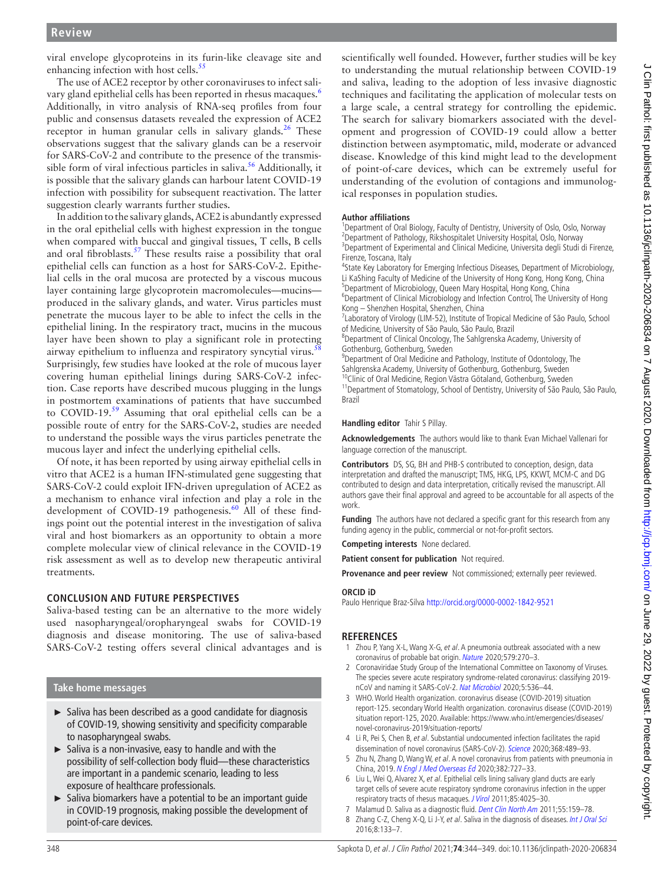viral envelope glycoproteins in its furin-like cleavage site and enhancing infection with host cells.[55]

The use of ACE2 receptor by other coronaviruses to infect salivary gland epithelial cells has been reported in rhesus macaques.[6] Additionally, in vitro analysis of RNA-seq profiles from four public and consensus datasets revealed the expression of ACE2 receptor in human granular cells in salivary glands.[26] These observations suggest that the salivary glands can be a reservoir for SARS-CoV-2 and contribute to the presence of the transmissible form of viral infectious particles in saliva.[56] Additionally, it is possible that the salivary glands can harbour latent COVID-19 infection with possibility for subsequent reactivation. The latter suggestion clearly warrants further studies.

In addition to the salivary glands, ACE2 is abundantly expressed in the oral epithelial cells with highest expression in the tongue when compared with buccal and gingival tissues, T cells, B cells and oral fibroblasts.[57] These results raise a possibility that oral epithelial cells can function as a host for SARS-CoV-2. Epithelial cells in the oral mucosa are protected by a viscous mucous layer containing large glycoprotein macromolecules—mucins—produced in the salivary glands, and water. Virus particles must penetrate the mucous layer to be able to infect the cells in the epithelial lining. In the respiratory tract, mucins in the mucous layer have been shown to play a significant role in protecting airway epithelium to influenza and respiratory syncytial virus.[58] Surprisingly, few studies have looked at the role of mucous layer covering human epithelial linings during SARS-CoV-2 infection. Case reports have described mucous plugging in the lungs in postmortem examinations of patients that have succumbed to COVID-19.[59] Assuming that oral epithelial cells can be a possible route of entry for the SARS-CoV-2, studies are needed to understand the possible ways the virus particles penetrate the mucous layer and infect the underlying epithelial cells.

Of note, it has been reported by using airway epithelial cells in vitro that ACE2 is a human IFN-stimulated gene suggesting that SARS-CoV-2 could exploit IFN-driven upregulation of ACE2 as a mechanism to enhance viral infection and play a role in the development of COVID-19 pathogenesis.[60] All of these findings point out the potential interest in the investigation of saliva viral and host biomarkers as an opportunity to obtain a more complete molecular view of clinical relevance in the COVID-19 risk assessment as well as to develop new therapeutic antiviral treatments.

## CONCLUSION AND FUTURE PERSPECTIVES

Saliva-based testing can be an alternative to the more widely used nasopharyngeal/oropharyngeal swabs for COVID-19 diagnosis and disease monitoring. The use of saliva-based SARS-CoV-2 testing offers several clinical advantages and is scientifically well founded. However, further studies will be key to understanding the mutual relationship between COVID-19 and saliva, leading to the adoption of less invasive diagnostic techniques and facilitating the application of molecular tests on a large scale, a central strategy for controlling the epidemic. The search for salivary biomarkers associated with the development and progression of COVID-19 could allow a better distinction between asymptomatic, mild, moderate or advanced disease. Knowledge of this kind might lead to the development of point-of-care devices, which can be extremely useful for understanding of the evolution of contagions and immunological responses in population studies.

### Take home messages

- Saliva has been described as a good candidate for diagnosis of COVID-19, showing sensitivity and specificity comparable to nasopharyngeal swabs.
- Saliva is a non-invasive, easy to handle and with the possibility of self-collection body fluid—these characteristics are important in a pandemic scenario, leading to less exposure of healthcare professionals.
- Saliva biomarkers have a potential to be an important guide in COVID-19 prognosis, making possible the development of point-of-care devices.

**Author affiliations**

[1]Department of Oral Biology, Faculty of Dentistry, University of Oslo, Oslo, Norway
[2]Department of Pathology, Rikshospitalet University Hospital, Oslo, Norway
[3]Department of Experimental and Clinical Medicine, Universita degli Studi di Firenze, Firenze, Toscana, Italy
[4]State Key Laboratory for Emerging Infectious Diseases, Department of Microbiology, Li KaShing Faculty of Medicine of the University of Hong Kong, Hong Kong, China
[5]Department of Microbiology, Queen Mary Hospital, Hong Kong, China
[6]Department of Clinical Microbiology and Infection Control, The University of Hong Kong – Shenzhen Hospital, Shenzhen, China
[7]Laboratory of Virology (LIM-52), Institute of Tropical Medicine of São Paulo, School of Medicine, University of São Paulo, São Paulo, Brazil
[8]Department of Clinical Oncology, The Sahlgrenska Academy, University of Gothenburg, Gothenburg, Sweden
[9]Department of Oral Medicine and Pathology, Institute of Odontology, The Sahlgrenska Academy, University of Gothenburg, Gothenburg, Sweden
[10]Clinic of Oral Medicine, Region Västra Götaland, Gothenburg, Sweden
[11]Department of Stomatology, School of Dentistry, University of São Paulo, São Paulo, Brazil

**Handling editor** Tahir S Pillay.

**Acknowledgements** The authors would like to thank Evan Michael Vallenari for language correction of the manuscript.

**Contributors** DS, SG, BH and PHB-S contributed to conception, design, data interpretation and drafted the manuscript; TMS, HKG, LPS, KKWT, MCM-C and DG contributed to design and data interpretation, critically revised the manuscript. All authors gave their final approval and agreed to be accountable for all aspects of the work.

**Funding** The authors have not declared a specific grant for this research from any funding agency in the public, commercial or not-for-profit sectors.

**Competing interests** None declared.

**Patient consent for publication** Not required.

**Provenance and peer review** Not commissioned; externally peer reviewed.

**ORCID iD**

Paulo Henrique Braz-Silva http://orcid.org/0000-0002-1842-9521

## REFERENCES

1. Zhou P, Yang X-L, Wang X-G, *et al*. A pneumonia outbreak associated with a new coronavirus of probable bat origin. *Nature* 2020;579:270–3.
2. Coronaviridae Study Group of the International Committee on Taxonomy of Viruses. The species severe acute respiratory syndrome-related coronavirus: classifying 2019-nCoV and naming it SARS-CoV-2. *Nat Microbiol* 2020;5:536–44.
3. WHO. World Health organization. coronavirus disease (COVID-2019) situation report-125. secondary World Health organization. coronavirus disease (COVID-2019) situation report-125, 2020. Available: https://www.who.int/emergencies/diseases/novel-coronavirus-2019/situation-reports/
4. Li R, Pei S, Chen B, *et al*. Substantial undocumented infection facilitates the rapid dissemination of novel coronavirus (SARS-CoV-2). *Science* 2020;368:489–93.
5. Zhu N, Zhang D, Wang W, *et al*. A novel coronavirus from patients with pneumonia in China, 2019. *N Engl J Med Overseas Ed* 2020;382:727–33.
6. Liu L, Wei Q, Alvarez X, *et al*. Epithelial cells lining salivary gland ducts are early target cells of severe acute respiratory syndrome coronavirus infection in the upper respiratory tracts of rhesus macaques. *J Virol* 2011;85:4025–30.
7. Malamud D. Saliva as a diagnostic fluid. *Dent Clin North Am* 2011;55:159–78.
8. Zhang C-Z, Cheng X-Q, Li J-Y, *et al*. Saliva in the diagnosis of diseases. *Int J Oral Sci* 2016;8:133–7.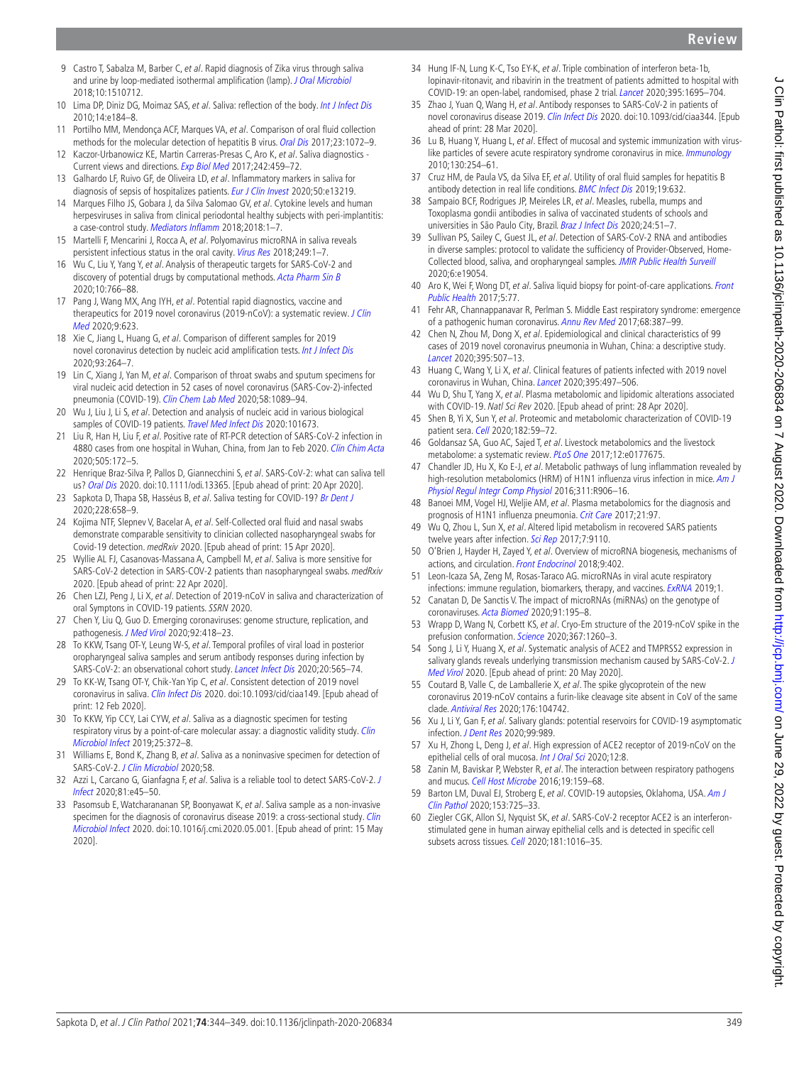9 Castro T, Sabalza M, Barber C, *et al*. Rapid diagnosis of Zika virus through saliva and urine by loop-mediated isothermal amplification (lamp). *J Oral Microbiol* 2018;10:1510712.

10 Lima DP, Diniz DG, Moimaz SAS, *et al*. Saliva: reflection of the body. *Int J Infect Dis* 2010;14:e184–8.

11 Portilho MM, Mendonça ACF, Marques VA, *et al*. Comparison of oral fluid collection methods for the molecular detection of hepatitis B virus. *Oral Dis* 2017;23:1072–9.

12 Kaczor-Urbanowicz KE, Martin Carreras-Presas C, Aro K, *et al*. Saliva diagnostics - Current views and directions. *Exp Biol Med* 2017;242:459–72.

13 Galhardo LF, Ruivo GF, de Oliveira LD, *et al*. Inflammatory markers in saliva for diagnosis of sepsis of hospitalizes patients. *Eur J Clin Invest* 2020;50:e13219.

14 Marques Filho JS, Gobara J, da Silva Salomao GV, *et al*. Cytokine levels and human herpesviruses in saliva from clinical periodontal healthy subjects with peri-implantitis: a case-control study. *Mediators Inflamm* 2018;2018:1–7.

15 Martelli F, Mencarini J, Rocca A, *et al*. Polyomavirus microRNA in saliva reveals persistent infectious status in the oral cavity. *Virus Res* 2018;249:1–7.

16 Wu C, Liu Y, Yang Y, *et al*. Analysis of therapeutic targets for SARS-CoV-2 and discovery of potential drugs by computational methods. *Acta Pharm Sin B* 2020;10:766–88.

17 Pang J, Wang MX, Ang IYH, *et al*. Potential rapid diagnostics, vaccine and therapeutics for 2019 novel coronavirus (2019-nCoV): a systematic review. *J Clin Med* 2020;9:623.

18 Xie C, Jiang L, Huang G, *et al*. Comparison of different samples for 2019 novel coronavirus detection by nucleic acid amplification tests. *Int J Infect Dis* 2020;93:264–7.

19 Lin C, Xiang J, Yan M, *et al*. Comparison of throat swabs and sputum specimens for viral nucleic acid detection in 52 cases of novel coronavirus (SARS-Cov-2)-infected pneumonia (COVID-19). *Clin Chem Lab Med* 2020;58:1089–94.

20 Wu J, Liu J, Li S, *et al*. Detection and analysis of nucleic acid in various biological samples of COVID-19 patients. *Travel Med Infect Dis* 2020:101673.

21 Liu R, Han H, Liu F, *et al*. Positive rate of RT-PCR detection of SARS-CoV-2 infection in 4880 cases from one hospital in Wuhan, China, from Jan to Feb 2020. *Clin Chim Acta* 2020;505:172–5.

22 Henrique Braz-Silva P, Pallos D, Giannecchini S, *et al*. SARS-CoV-2: what can saliva tell us? *Oral Dis* 2020. doi:10.1111/odi.13365. [Epub ahead of print: 20 Apr 2020].

23 Sapkota D, Thapa SB, Hasséus B, *et al*. Saliva testing for COVID-19? *Br Dent J* 2020;228:658–9.

24 Kojima NTF, Slepnev V, Bacelar A, *et al*. Self-Collected oral fluid and nasal swabs demonstrate comparable sensitivity to clinician collected nasopharyngeal swabs for Covid-19 detection. *medRxiv* 2020. [Epub ahead of print: 15 Apr 2020].

25 Wyllie AL FJ, Casanovas-Massana A, Campbell M, *et al*. Saliva is more sensitive for SARS-CoV-2 detection in SARS-COV-2 patients than nasopharyngeal swabs. *medRxiv* 2020. [Epub ahead of print: 22 Apr 2020].

26 Chen LZJ, Peng J, Li X, *et al*. Detection of 2019-nCoV in saliva and characterization of oral Symptons in COVID-19 patients. *SSRN* 2020.

27 Chen Y, Liu Q, Guo D. Emerging coronaviruses: genome structure, replication, and pathogenesis. *J Med Virol* 2020;92:418–23.

28 To KKW, Tsang OT-Y, Leung W-S, *et al*. Temporal profiles of viral load in posterior oropharyngeal saliva samples and serum antibody responses during infection by SARS-CoV-2: an observational cohort study. *Lancet Infect Dis* 2020;20:565–74.

29 To KK-W, Tsang OT-Y, Chik-Yan Yip C, *et al*. Consistent detection of 2019 novel coronavirus in saliva. *Clin Infect Dis* 2020. doi:10.1093/cid/ciaa149. [Epub ahead of print: 12 Feb 2020].

30 To KKW, Yip CCY, Lai CYW, *et al*. Saliva as a diagnostic specimen for testing respiratory virus by a point-of-care molecular assay: a diagnostic validity study. *Clin Microbiol Infect* 2019;25:372–8.

31 Williams E, Bond K, Zhang B, *et al*. Saliva as a noninvasive specimen for detection of SARS-CoV-2. *J Clin Microbiol* 2020;58.

32 Azzi L, Carcano G, Gianfagna F, *et al*. Saliva is a reliable tool to detect SARS-CoV-2. *J Infect* 2020;81:e45–50.

33 Pasomsub E, Watcharananan SP, Boonyawat K, *et al*. Saliva sample as a non-invasive specimen for the diagnosis of coronavirus disease 2019: a cross-sectional study. *Clin Microbiol Infect* 2020. doi:10.1016/j.cmi.2020.05.001. [Epub ahead of print: 15 May 2020].

34 Hung IF-N, Lung K-C, Tso EY-K, *et al*. Triple combination of interferon beta-1b, lopinavir-ritonavir, and ribavirin in the treatment of patients admitted to hospital with COVID-19: an open-label, randomised, phase 2 trial. *Lancet* 2020;395:1695–704.

35 Zhao J, Yuan Q, Wang H, *et al*. Antibody responses to SARS-CoV-2 in patients of novel coronavirus disease 2019. *Clin Infect Dis* 2020. doi:10.1093/cid/ciaa344. [Epub ahead of print: 28 Mar 2020].

36 Lu B, Huang Y, Huang L, *et al*. Effect of mucosal and systemic immunization with virus-like particles of severe acute respiratory syndrome coronavirus in mice. *Immunology* 2010;130:254–61.

37 Cruz HM, de Paula VS, da Silva EF, *et al*. Utility of oral fluid samples for hepatitis B antibody detection in real life conditions. *BMC Infect Dis* 2019;19:632.

38 Sampaio BCF, Rodrigues JP, Meireles LR, *et al*. Measles, rubella, mumps and Toxoplasma gondii antibodies in saliva of vaccinated students of schools and universities in São Paulo City, Brazil. *Braz J Infect Dis* 2020;24:51–7.

39 Sullivan PS, Sailey C, Guest JL, *et al*. Detection of SARS-CoV-2 RNA and antibodies in diverse samples: protocol to validate the sufficiency of Provider-Observed, Home-Collected blood, saliva, and oropharyngeal samples. *JMIR Public Health Surveill* 2020;6:e19054.

40 Aro K, Wei F, Wong DT, *et al*. Saliva liquid biopsy for point-of-care applications. *Front Public Health* 2017;5:77.

41 Fehr AR, Channappanavar R, Perlman S. Middle East respiratory syndrome: emergence of a pathogenic human coronavirus. *Annu Rev Med* 2017;68:387–99.

42 Chen N, Zhou M, Dong X, *et al*. Epidemiological and clinical characteristics of 99 cases of 2019 novel coronavirus pneumonia in Wuhan, China: a descriptive study. *Lancet* 2020;395:507–13.

43 Huang C, Wang Y, Li X, *et al*. Clinical features of patients infected with 2019 novel coronavirus in Wuhan, China. *Lancet* 2020;395:497–506.

44 Wu D, Shu T, Yang X, *et al*. Plasma metabolomic and lipidomic alterations associated with COVID-19. *Natl Sci Rev* 2020. [Epub ahead of print: 28 Apr 2020].

45 Shen B, Yi X, Sun Y, *et al*. Proteomic and metabolomic characterization of COVID-19 patient sera. *Cell* 2020;182:59–72.

46 Goldansaz SA, Guo AC, Sajed T, *et al*. Livestock metabolomics and the livestock metabolome: a systematic review. *PLoS One* 2017;12:e0177675.

47 Chandler JD, Hu X, Ko E-J, *et al*. Metabolic pathways of lung inflammation revealed by high-resolution metabolomics (HRM) of H1N1 influenza virus infection in mice. *Am J Physiol Regul Integr Comp Physiol* 2016;311:R906–16.

48 Banoei MM, Vogel HJ, Weljie AM, *et al*. Plasma metabolomics for the diagnosis and prognosis of H1N1 influenza pneumonia. *Crit Care* 2017;21:97.

49 Wu Q, Zhou L, Sun X, *et al*. Altered lipid metabolism in recovered SARS patients twelve years after infection. *Sci Rep* 2017;7:9110.

50 O'Brien J, Hayder H, Zayed Y, *et al*. Overview of microRNA biogenesis, mechanisms of actions, and circulation. *Front Endocrinol* 2018;9:402.

51 Leon-Icaza SA, Zeng M, Rosas-Taraco AG. microRNAs in viral acute respiratory infections: immune regulation, biomarkers, therapy, and vaccines. *ExRNA* 2019;1.

52 Canatan D, De Sanctis V. The impact of microRNAs (miRNAs) on the genotype of coronaviruses. *Acta Biomed* 2020;91:195–8.

53 Wrapp D, Wang N, Corbett KS, *et al*. Cryo-Em structure of the 2019-nCoV spike in the prefusion conformation. *Science* 2020;367:1260–3.

54 Song J, Li Y, Huang X, *et al*. Systematic analysis of ACE2 and TMPRSS2 expression in salivary glands reveals underlying transmission mechanism caused by SARS-CoV-2. *J Med Virol* 2020. [Epub ahead of print: 20 May 2020].

55 Coutard B, Valle C, de Lamballerie X, *et al*. The spike glycoprotein of the new coronavirus 2019-nCoV contains a furin-like cleavage site absent in CoV of the same clade. *Antiviral Res* 2020;176:104742.

56 Xu J, Li Y, Gan F, *et al*. Salivary glands: potential reservoirs for COVID-19 asymptomatic infection. *J Dent Res* 2020;99:989.

57 Xu H, Zhong L, Deng J, *et al*. High expression of ACE2 receptor of 2019-nCoV on the epithelial cells of oral mucosa. *Int J Oral Sci* 2020;12:8.

58 Zanin M, Baviskar P, Webster R, *et al*. The interaction between respiratory pathogens and mucus. *Cell Host Microbe* 2016;19:159–68.

59 Barton LM, Duval EJ, Stroberg E, *et al*. COVID-19 autopsies, Oklahoma, USA. *Am J Clin Pathol* 2020;153:725–33.

60 Ziegler CGK, Allon SJ, Nyquist SK, *et al*. SARS-CoV-2 receptor ACE2 is an interferon-stimulated gene in human airway epithelial cells and is detected in specific cell subsets across tissues. *Cell* 2020;181:1016–35.